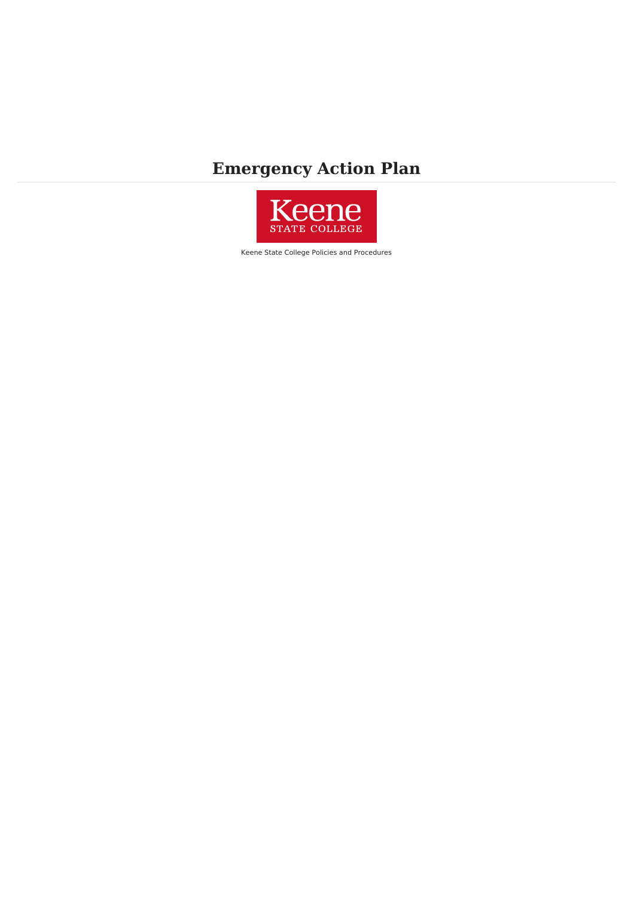# Emergency Action Plan

Keene State College

Keene State College Policies and Procedures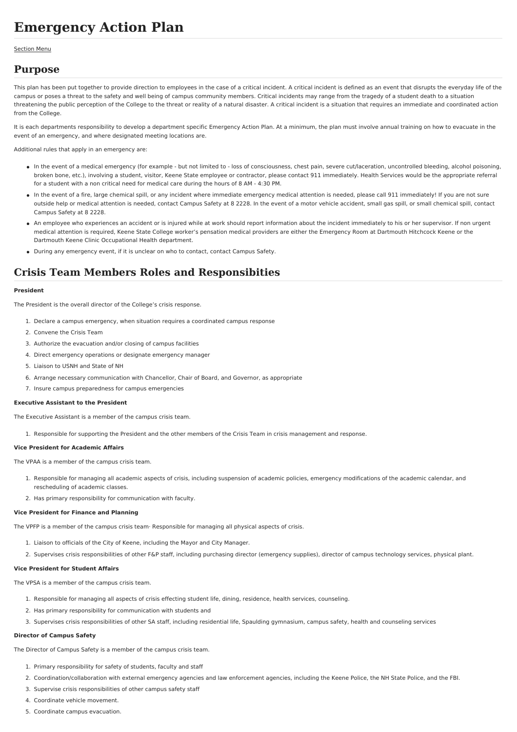# Emergency Action Plan

Section Menu

## Purpose

This plan has been put together to provide direction to employees in the case of a critical incident. A critical incident is defined as an event that disrupts the everyday life of the campus or poses a threat to the safety and well being of campus community members. Critical incidents may range from the tragedy of a student death to a situation threatening the public perception of the College to the threat or reality of a natural disaster. A critical incident is a situation that requires an immediate and coordinated action from the College.

It is each departments responsibility to develop a department specific Emergency Action Plan. At a minimum, the plan must involve annual training on how to evacuate in the event of an emergency, and where designated meeting locations are.

Additional rules that apply in an emergency are:

- In the event of a medical emergency (for example - but not limited to - loss of consciousness, chest pain, severe cut/laceration, uncontrolled bleeding, alcohol poisoning, broken bone, etc.), involving a student, visitor, Keene State employee or contractor, please contact 911 immediately. Health Services would be the appropriate referral for a student with a non critical need for medical care during the hours of 8 AM - 4:30 PM.
- In the event of a fire, large chemical spill, or any incident where immediate emergency medical attention is needed, please call 911 immediately! If you are not sure outside help or medical attention is needed, contact Campus Safety at 8 2228. In the event of a motor vehicle accident, small gas spill, or small chemical spill, contact Campus Safety at 8 2228.
- An employee who experiences an accident or is injured while at work should report information about the incident immediately to his or her supervisor. If non urgent medical attention is required, Keene State College worker's pensation medical providers are either the Emergency Room at Dartmouth Hitchcock Keene or the Dartmouth Keene Clinic Occupational Health department.
- During any emergency event, if it is unclear on who to contact, contact Campus Safety.

## Crisis Team Members Roles and Responsibities

**President**

The President is the overall director of the College's crisis response.

1. Declare a campus emergency, when situation requires a coordinated campus response
2. Convene the Crisis Team
3. Authorize the evacuation and/or closing of campus facilities
4. Direct emergency operations or designate emergency manager
5. Liaison to USNH and State of NH
6. Arrange necessary communication with Chancellor, Chair of Board, and Governor, as appropriate
7. Insure campus preparedness for campus emergencies

**Executive Assistant to the President**

The Executive Assistant is a member of the campus crisis team.

1. Responsible for supporting the President and the other members of the Crisis Team in crisis management and response.

**Vice President for Academic Affairs**

The VPAA is a member of the campus crisis team.

1. Responsible for managing all academic aspects of crisis, including suspension of academic policies, emergency modifications of the academic calendar, and rescheduling of academic classes.
2. Has primary responsibility for communication with faculty.

**Vice President for Finance and Planning**

The VPFP is a member of the campus crisis team· Responsible for managing all physical aspects of crisis.

1. Liaison to officials of the City of Keene, including the Mayor and City Manager.
2. Supervises crisis responsibilities of other F&P staff, including purchasing director (emergency supplies), director of campus technology services, physical plant.

**Vice President for Student Affairs**

The VPSA is a member of the campus crisis team.

1. Responsible for managing all aspects of crisis effecting student life, dining, residence, health services, counseling.
2. Has primary responsibility for communication with students and
3. Supervises crisis responsibilities of other SA staff, including residential life, Spaulding gymnasium, campus safety, health and counseling services

**Director of Campus Safety**

The Director of Campus Safety is a member of the campus crisis team.

1. Primary responsibility for safety of students, faculty and staff
2. Coordination/collaboration with external emergency agencies and law enforcement agencies, including the Keene Police, the NH State Police, and the FBI.
3. Supervise crisis responsibilities of other campus safety staff
4. Coordinate vehicle movement.
5. Coordinate campus evacuation.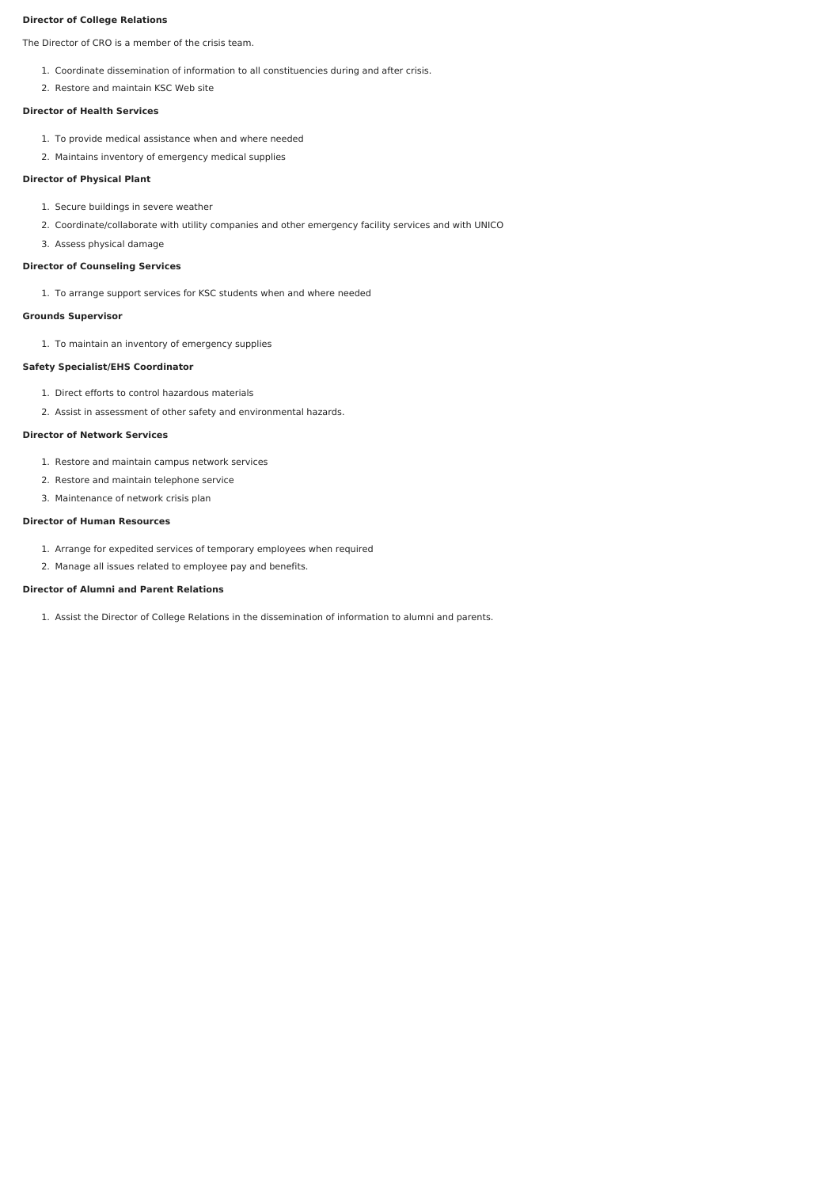**Director of College Relations**

The Director of CRO is a member of the crisis team.

1. Coordinate dissemination of information to all constituencies during and after crisis.
2. Restore and maintain KSC Web site

**Director of Health Services**

1. To provide medical assistance when and where needed
2. Maintains inventory of emergency medical supplies

**Director of Physical Plant**

1. Secure buildings in severe weather
2. Coordinate/collaborate with utility companies and other emergency facility services and with UNICO
3. Assess physical damage

**Director of Counseling Services**

1. To arrange support services for KSC students when and where needed

**Grounds Supervisor**

1. To maintain an inventory of emergency supplies

**Safety Specialist/EHS Coordinator**

1. Direct efforts to control hazardous materials
2. Assist in assessment of other safety and environmental hazards.

**Director of Network Services**

1. Restore and maintain campus network services
2. Restore and maintain telephone service
3. Maintenance of network crisis plan

**Director of Human Resources**

1. Arrange for expedited services of temporary employees when required
2. Manage all issues related to employee pay and benefits.

**Director of Alumni and Parent Relations**

1. Assist the Director of College Relations in the dissemination of information to alumni and parents.